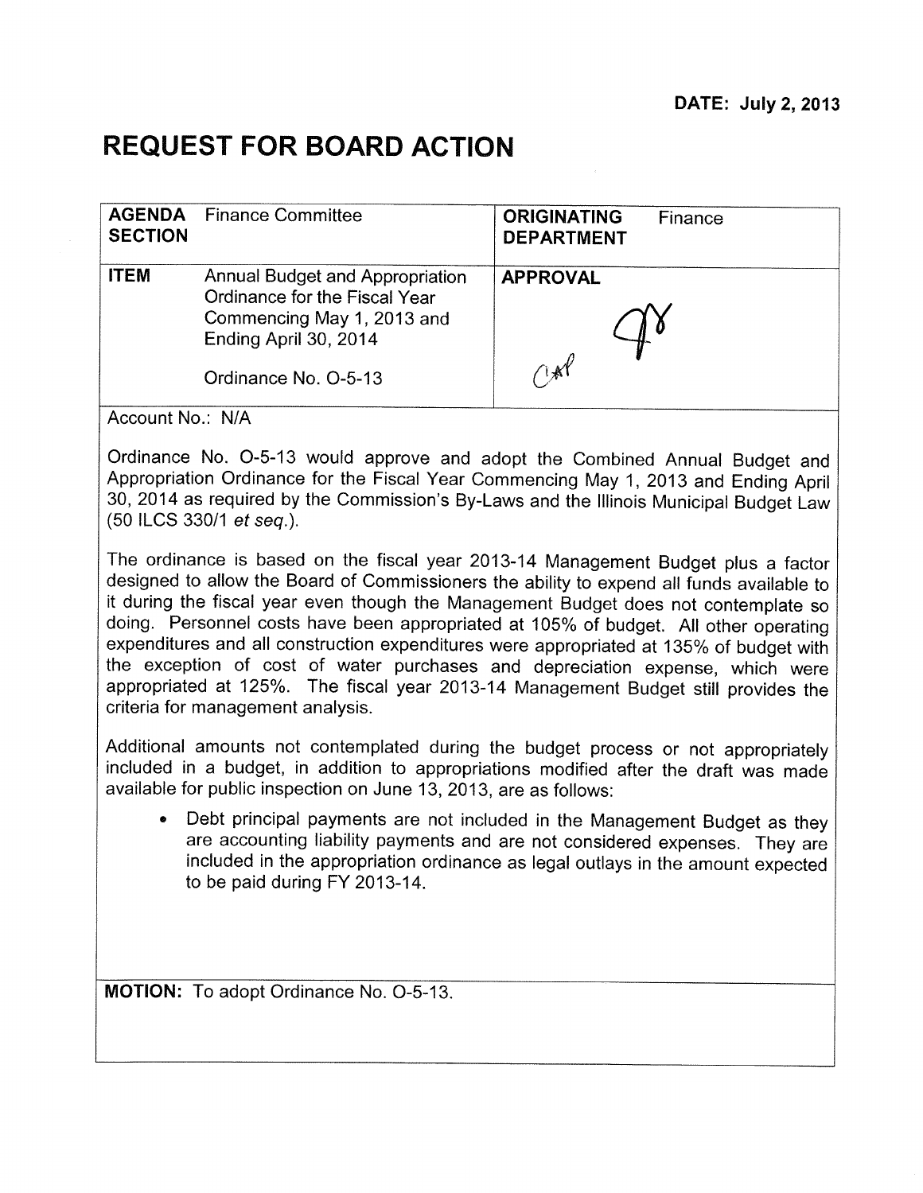**DATE: July 2, 2013**

# REQUEST FOR BOARD ACTION

| **AGENDA SECTION** | Finance Committee | **ORIGINATING DEPARTMENT** | Finance |
|---|---|---|---|
| **ITEM** | Annual Budget and Appropriation Ordinance for the Fiscal Year Commencing May 1, 2013 and Ending April 30, 2014<br><br>Ordinance No. O-5-13 | **APPROVAL** | |

Account No.: N/A

Ordinance No. O-5-13 would approve and adopt the Combined Annual Budget and Appropriation Ordinance for the Fiscal Year Commencing May 1, 2013 and Ending April 30, 2014 as required by the Commission's By-Laws and the Illinois Municipal Budget Law (50 ILCS 330/1 *et seq.*).

The ordinance is based on the fiscal year 2013-14 Management Budget plus a factor designed to allow the Board of Commissioners the ability to expend all funds available to it during the fiscal year even though the Management Budget does not contemplate so doing. Personnel costs have been appropriated at 105% of budget. All other operating expenditures and all construction expenditures were appropriated at 135% of budget with the exception of cost of water purchases and depreciation expense, which were appropriated at 125%. The fiscal year 2013-14 Management Budget still provides the criteria for management analysis.

Additional amounts not contemplated during the budget process or not appropriately included in a budget, in addition to appropriations modified after the draft was made available for public inspection on June 13, 2013, are as follows:

- Debt principal payments are not included in the Management Budget as they are accounting liability payments and are not considered expenses. They are included in the appropriation ordinance as legal outlays in the amount expected to be paid during FY 2013-14.

**MOTION:** To adopt Ordinance No. O-5-13.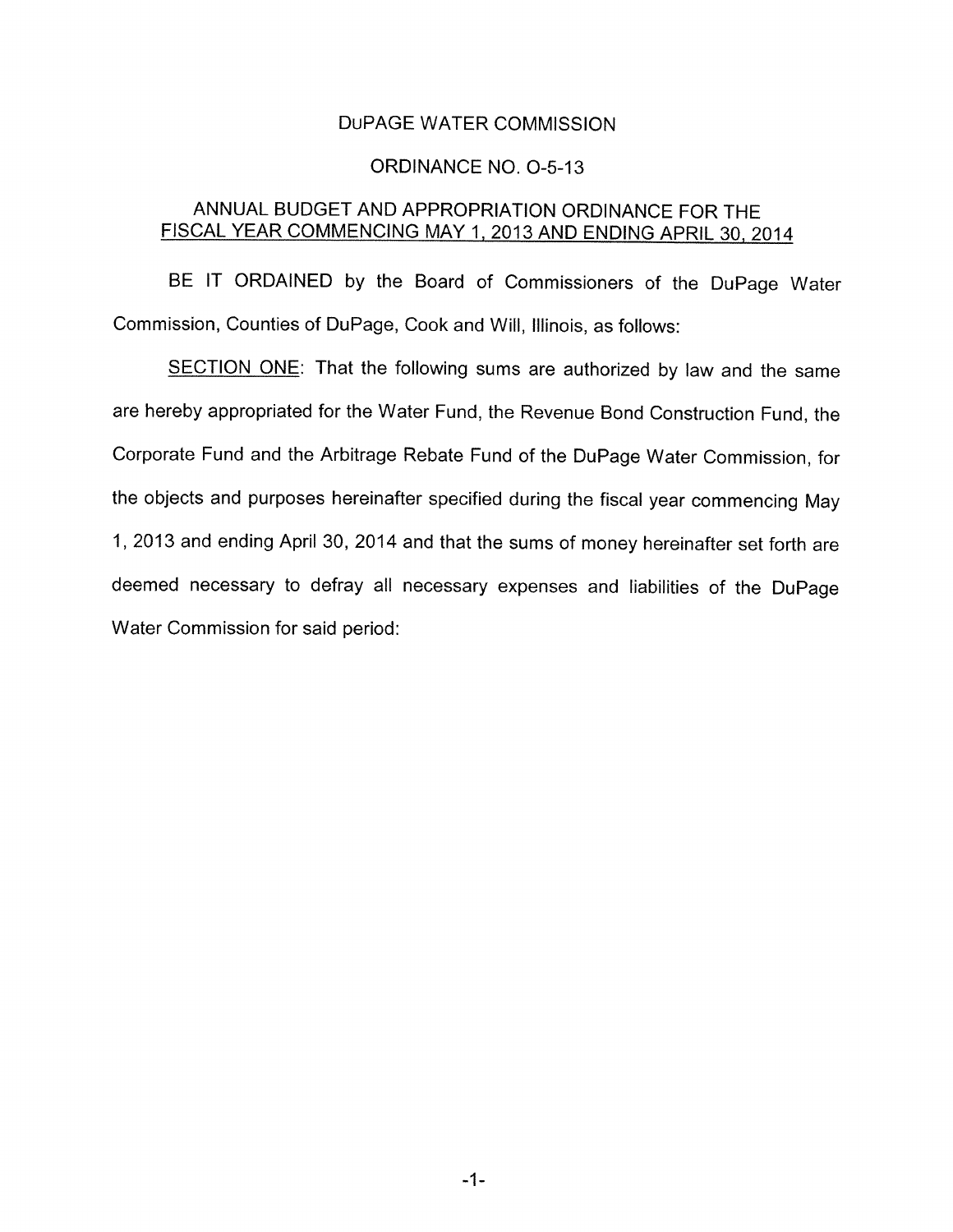DUPAGE WATER COMMISSION

ORDINANCE NO. O-5-13

ANNUAL BUDGET AND APPROPRIATION ORDINANCE FOR THE FISCAL YEAR COMMENCING MAY 1, 2013 AND ENDING APRIL 30, 2014

BE IT ORDAINED by the Board of Commissioners of the DuPage Water Commission, Counties of DuPage, Cook and Will, Illinois, as follows:

SECTION ONE: That the following sums are authorized by law and the same are hereby appropriated for the Water Fund, the Revenue Bond Construction Fund, the Corporate Fund and the Arbitrage Rebate Fund of the DuPage Water Commission, for the objects and purposes hereinafter specified during the fiscal year commencing May 1, 2013 and ending April 30, 2014 and that the sums of money hereinafter set forth are deemed necessary to defray all necessary expenses and liabilities of the DuPage Water Commission for said period: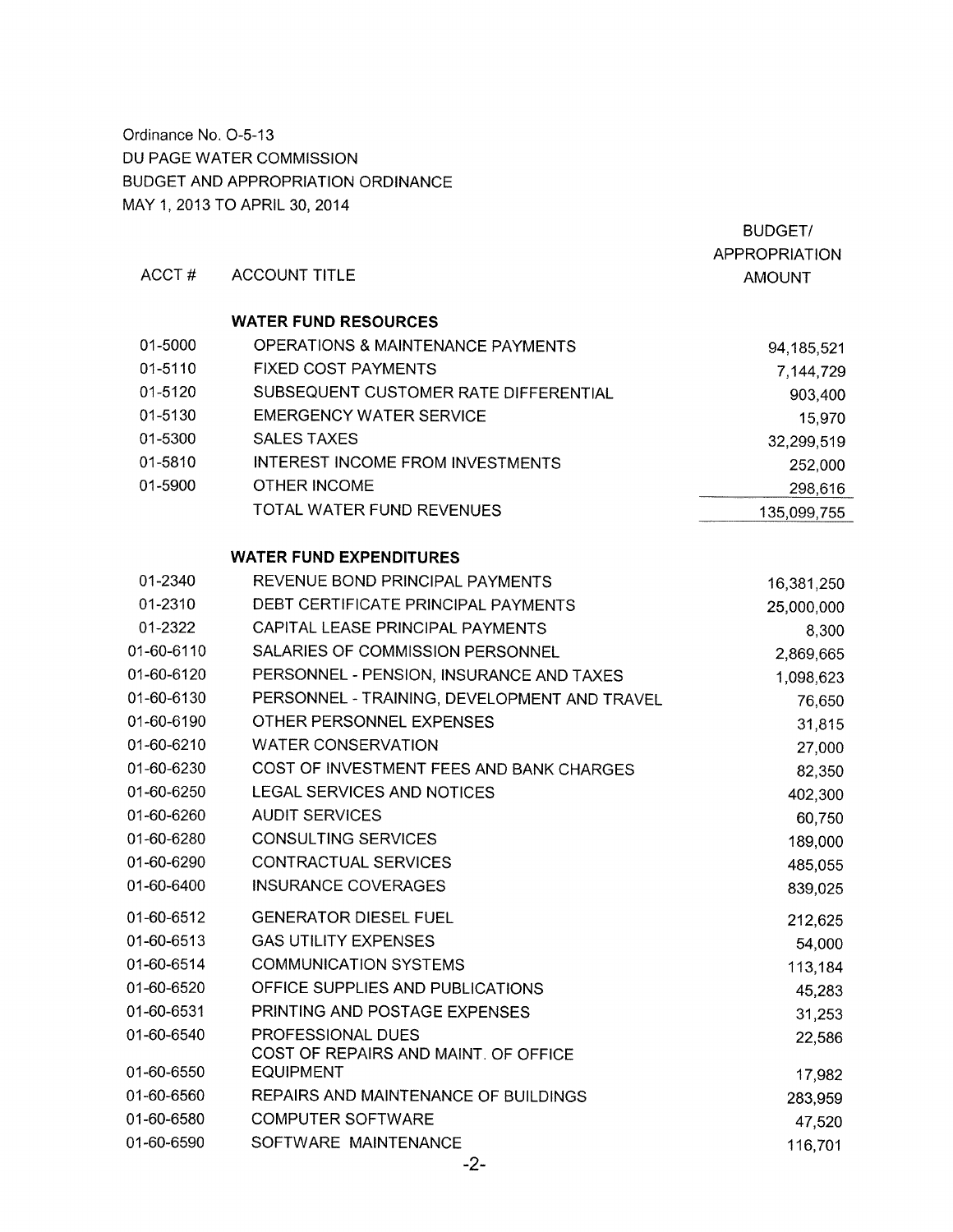Ordinance No. O-5-13
DU PAGE WATER COMMISSION
BUDGET AND APPROPRIATION ORDINANCE
MAY 1, 2013 TO APRIL 30, 2014

| ACCT # | ACCOUNT TITLE | BUDGET/ APPROPRIATION AMOUNT |
|---|---|---|
| | **WATER FUND RESOURCES** | |
| 01-5000 | OPERATIONS & MAINTENANCE PAYMENTS | 94,185,521 |
| 01-5110 | FIXED COST PAYMENTS | 7,144,729 |
| 01-5120 | SUBSEQUENT CUSTOMER RATE DIFFERENTIAL | 903,400 |
| 01-5130 | EMERGENCY WATER SERVICE | 15,970 |
| 01-5300 | SALES TAXES | 32,299,519 |
| 01-5810 | INTEREST INCOME FROM INVESTMENTS | 252,000 |
| 01-5900 | OTHER INCOME | 298,616 |
| | TOTAL WATER FUND REVENUES | 135,099,755 |
| | **WATER FUND EXPENDITURES** | |
| 01-2340 | REVENUE BOND PRINCIPAL PAYMENTS | 16,381,250 |
| 01-2310 | DEBT CERTIFICATE PRINCIPAL PAYMENTS | 25,000,000 |
| 01-2322 | CAPITAL LEASE PRINCIPAL PAYMENTS | 8,300 |
| 01-60-6110 | SALARIES OF COMMISSION PERSONNEL | 2,869,665 |
| 01-60-6120 | PERSONNEL - PENSION, INSURANCE AND TAXES | 1,098,623 |
| 01-60-6130 | PERSONNEL - TRAINING, DEVELOPMENT AND TRAVEL | 76,650 |
| 01-60-6190 | OTHER PERSONNEL EXPENSES | 31,815 |
| 01-60-6210 | WATER CONSERVATION | 27,000 |
| 01-60-6230 | COST OF INVESTMENT FEES AND BANK CHARGES | 82,350 |
| 01-60-6250 | LEGAL SERVICES AND NOTICES | 402,300 |
| 01-60-6260 | AUDIT SERVICES | 60,750 |
| 01-60-6280 | CONSULTING SERVICES | 189,000 |
| 01-60-6290 | CONTRACTUAL SERVICES | 485,055 |
| 01-60-6400 | INSURANCE COVERAGES | 839,025 |
| 01-60-6512 | GENERATOR DIESEL FUEL | 212,625 |
| 01-60-6513 | GAS UTILITY EXPENSES | 54,000 |
| 01-60-6514 | COMMUNICATION SYSTEMS | 113,184 |
| 01-60-6520 | OFFICE SUPPLIES AND PUBLICATIONS | 45,283 |
| 01-60-6531 | PRINTING AND POSTAGE EXPENSES | 31,253 |
| 01-60-6540 | PROFESSIONAL DUES | 22,586 |
| 01-60-6550 | COST OF REPAIRS AND MAINT. OF OFFICE EQUIPMENT | 17,982 |
| 01-60-6560 | REPAIRS AND MAINTENANCE OF BUILDINGS | 283,959 |
| 01-60-6580 | COMPUTER SOFTWARE | 47,520 |
| 01-60-6590 | SOFTWARE MAINTENANCE | 116,701 |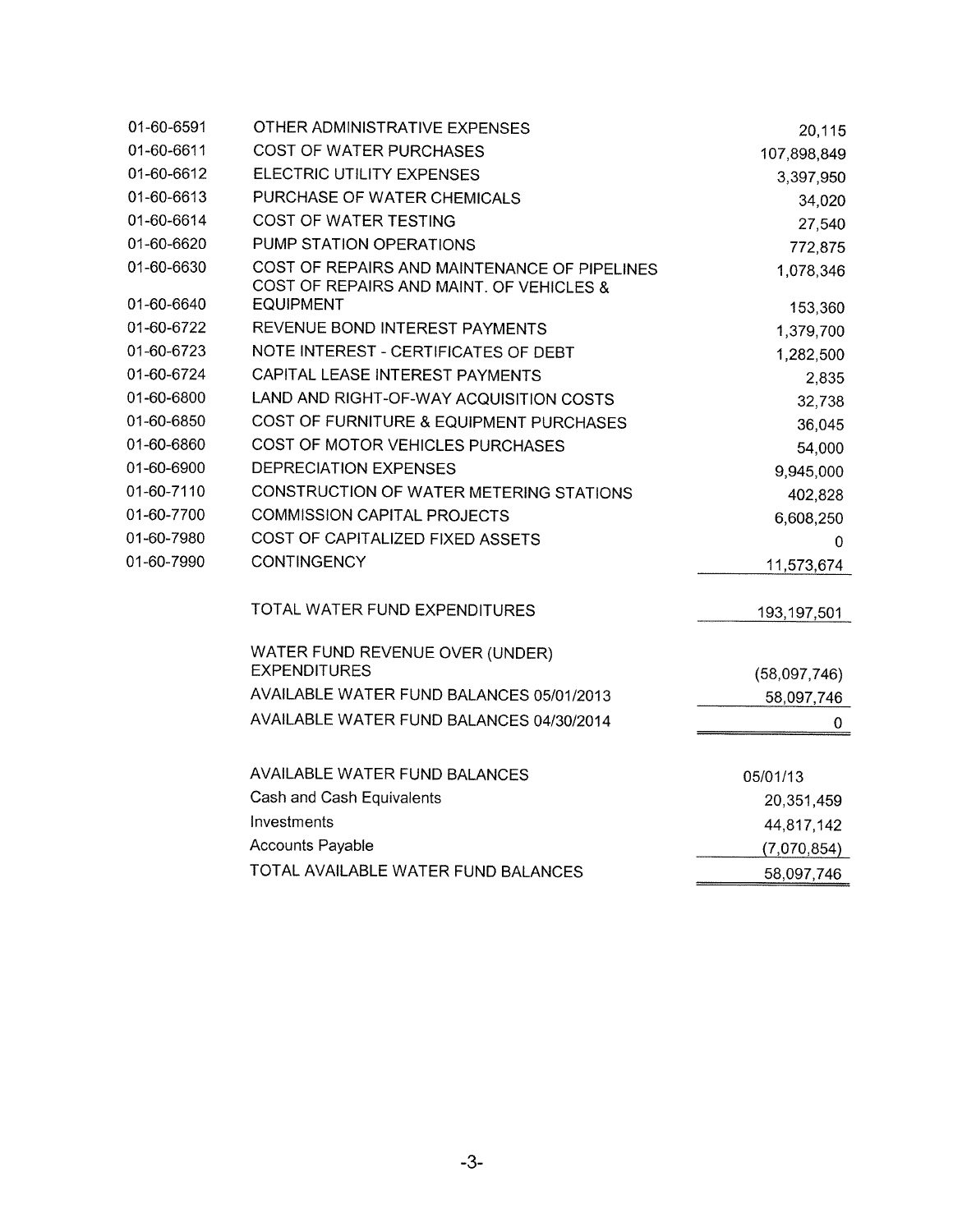| | | |
|---|---|---|
| 01-60-6591 | OTHER ADMINISTRATIVE EXPENSES | 20,115 |
| 01-60-6611 | COST OF WATER PURCHASES | 107,898,849 |
| 01-60-6612 | ELECTRIC UTILITY EXPENSES | 3,397,950 |
| 01-60-6613 | PURCHASE OF WATER CHEMICALS | 34,020 |
| 01-60-6614 | COST OF WATER TESTING | 27,540 |
| 01-60-6620 | PUMP STATION OPERATIONS | 772,875 |
| 01-60-6630 | COST OF REPAIRS AND MAINTENANCE OF PIPELINES | 1,078,346 |
| 01-60-6640 | COST OF REPAIRS AND MAINT. OF VEHICLES & EQUIPMENT | 153,360 |
| 01-60-6722 | REVENUE BOND INTEREST PAYMENTS | 1,379,700 |
| 01-60-6723 | NOTE INTEREST - CERTIFICATES OF DEBT | 1,282,500 |
| 01-60-6724 | CAPITAL LEASE INTEREST PAYMENTS | 2,835 |
| 01-60-6800 | LAND AND RIGHT-OF-WAY ACQUISITION COSTS | 32,738 |
| 01-60-6850 | COST OF FURNITURE & EQUIPMENT PURCHASES | 36,045 |
| 01-60-6860 | COST OF MOTOR VEHICLES PURCHASES | 54,000 |
| 01-60-6900 | DEPRECIATION EXPENSES | 9,945,000 |
| 01-60-7110 | CONSTRUCTION OF WATER METERING STATIONS | 402,828 |
| 01-60-7700 | COMMISSION CAPITAL PROJECTS | 6,608,250 |
| 01-60-7980 | COST OF CAPITALIZED FIXED ASSETS | 0 |
| 01-60-7990 | CONTINGENCY | 11,573,674 |
| | TOTAL WATER FUND EXPENDITURES | 193,197,501 |
| | WATER FUND REVENUE OVER (UNDER) EXPENDITURES | (58,097,746) |
| | AVAILABLE WATER FUND BALANCES 05/01/2013 | 58,097,746 |
| | AVAILABLE WATER FUND BALANCES 04/30/2014 | 0 |

| AVAILABLE WATER FUND BALANCES | 05/01/13 |
|---|---|
| Cash and Cash Equivalents | 20,351,459 |
| Investments | 44,817,142 |
| Accounts Payable | (7,070,854) |
| TOTAL AVAILABLE WATER FUND BALANCES | 58,097,746 |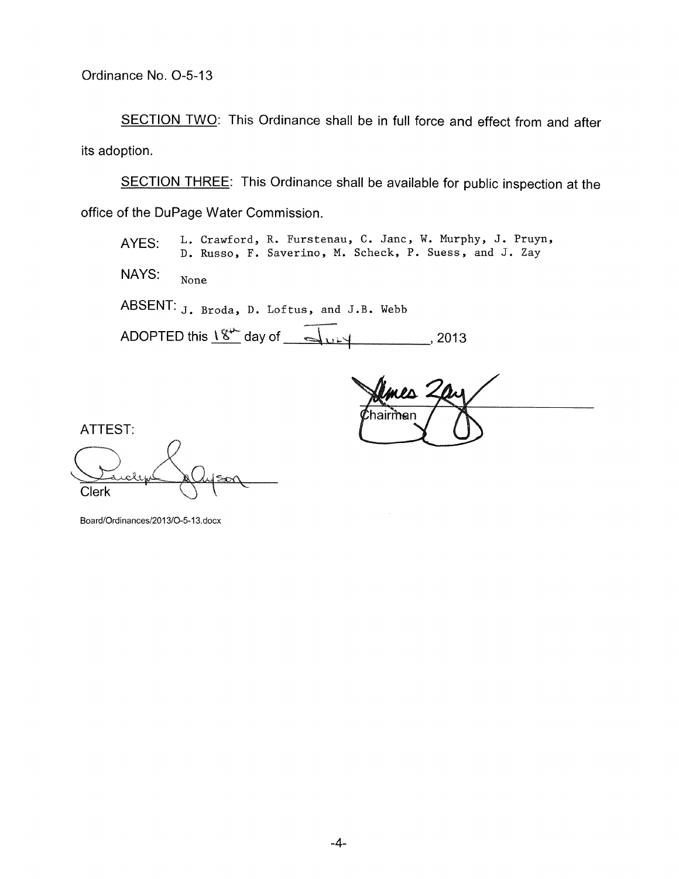Ordinance No. O-5-13

<u>SECTION TWO</u>: This Ordinance shall be in full force and effect from and after its adoption.

<u>SECTION THREE</u>: This Ordinance shall be available for public inspection at the office of the DuPage Water Commission.

AYES: L. Crawford, R. Furstenau, C. Janc, W. Murphy, J. Pruyn, D. Russo, F. Saverino, M. Scheck, P. Suess, and J. Zay

NAYS: None

ABSENT: J. Broda, D. Loftus, and J.B. Webb

ADOPTED this 18th day of July, 2013

James Zay
Chairman

ATTEST:

Clerk

Board/Ordinances/2013/O-5-13.docx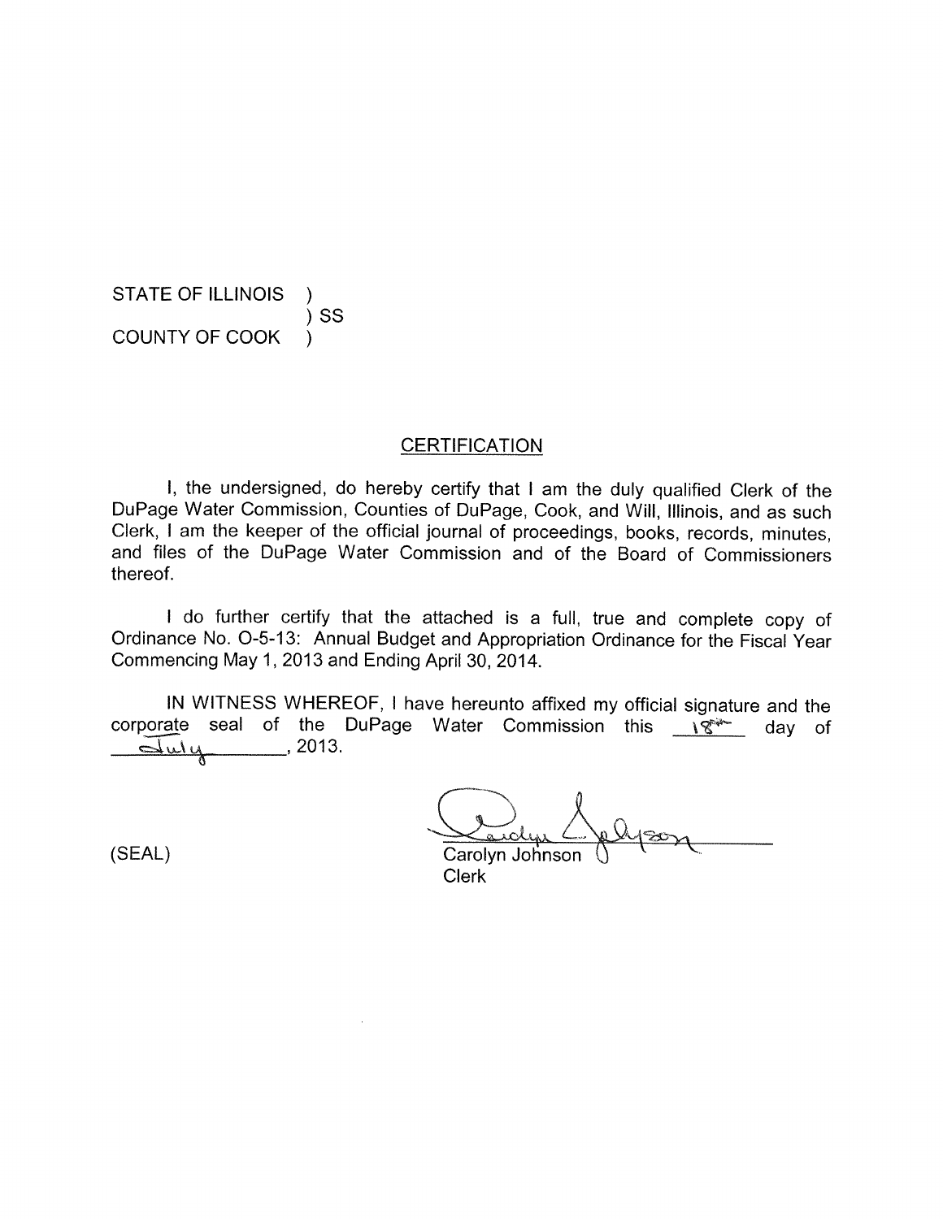STATE OF ILLINOIS )
) SS
COUNTY OF COOK )

## CERTIFICATION

I, the undersigned, do hereby certify that I am the duly qualified Clerk of the DuPage Water Commission, Counties of DuPage, Cook, and Will, Illinois, and as such Clerk, I am the keeper of the official journal of proceedings, books, records, minutes, and files of the DuPage Water Commission and of the Board of Commissioners thereof.

I do further certify that the attached is a full, true and complete copy of Ordinance No. O-5-13: Annual Budget and Appropriation Ordinance for the Fiscal Year Commencing May 1, 2013 and Ending April 30, 2014.

IN WITNESS WHEREOF, I have hereunto affixed my official signature and the corporate seal of the DuPage Water Commission this 18th day of July, 2013.

(SEAL)

Carolyn Johnson
Clerk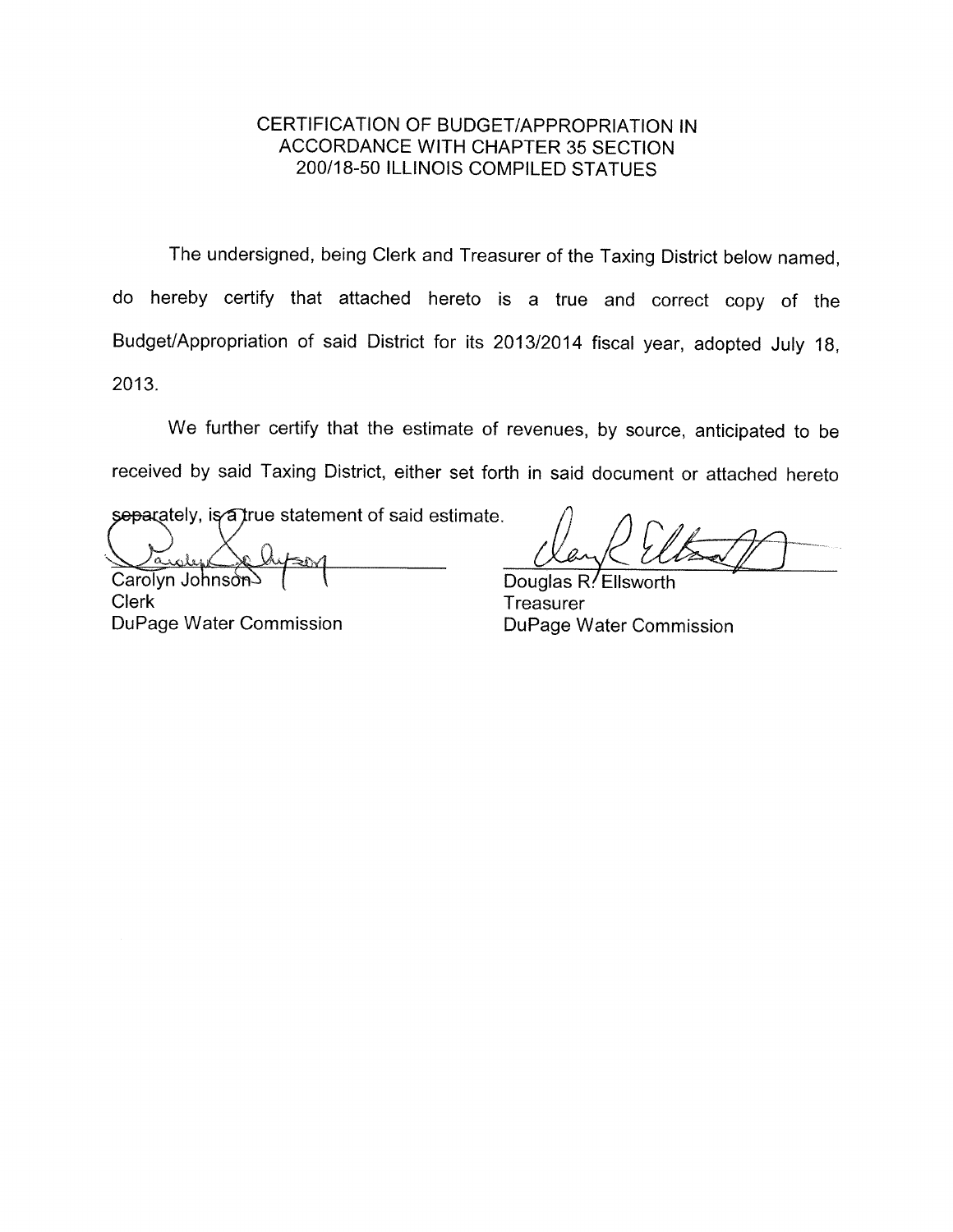# CERTIFICATION OF BUDGET/APPROPRIATION IN ACCORDANCE WITH CHAPTER 35 SECTION 200/18-50 ILLINOIS COMPILED STATUES

The undersigned, being Clerk and Treasurer of the Taxing District below named, do hereby certify that attached hereto is a true and correct copy of the Budget/Appropriation of said District for its 2013/2014 fiscal year, adopted July 18, 2013.

We further certify that the estimate of revenues, by source, anticipated to be received by said Taxing District, either set forth in said document or attached hereto separately, is a true statement of said estimate.

Carolyn Johnson
Clerk
DuPage Water Commission

Douglas R. Ellsworth
Treasurer
DuPage Water Commission